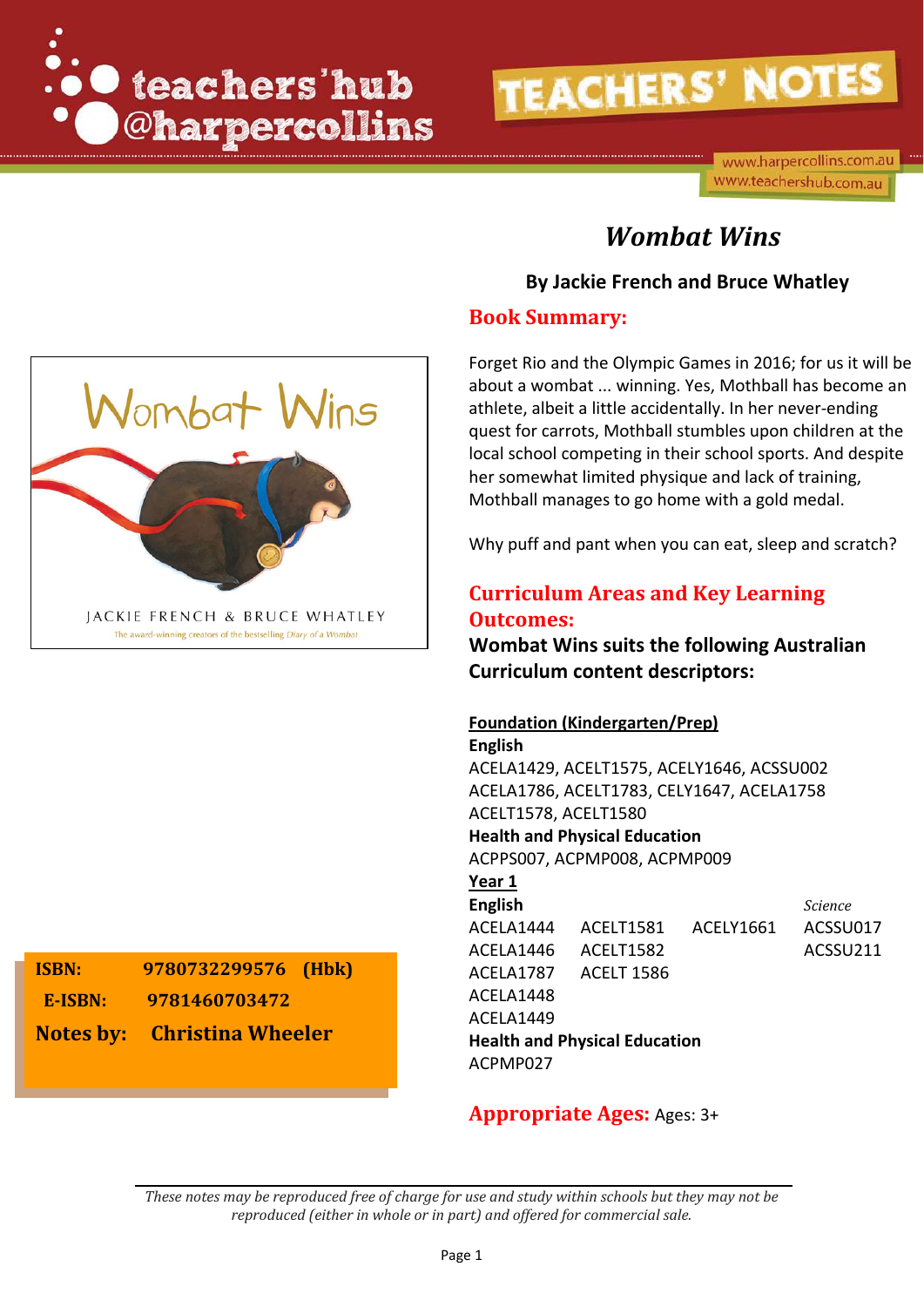teachers'hub @harpercollins

# TEACHERS' NOTES

www.harpercollins.com.au
www.teachershub.com.au

# *Wombat Wins*

**By Jackie French and Bruce Whatley**

## Book Summary:

Forget Rio and the Olympic Games in 2016; for us it will be about a wombat ... winning. Yes, Mothball has become an athlete, albeit a little accidentally. In her never-ending quest for carrots, Mothball stumbles upon children at the local school competing in their school sports. And despite her somewhat limited physique and lack of training, Mothball manages to go home with a gold medal.

Why puff and pant when you can eat, sleep and scratch?

## Curriculum Areas and Key Learning Outcomes:

**Wombat Wins suits the following Australian Curriculum content descriptors:**

**Foundation (Kindergarten/Prep)**

**English**
ACELA1429, ACELT1575, ACELY1646, ACSSU002
ACELA1786, ACELT1783, CELY1647, ACELA1758
ACELT1578, ACELT1580

**Health and Physical Education**
ACPPS007, ACPMP008, ACPMP009

**Year 1**

**English**
ACELA1444, ACELT1581, ACELY1661
ACELA1446, ACELT1582
ACELA1787, ACELT 1586
ACELA1448
ACELA1449

*Science*
ACSSU017
ACSSU211

**Health and Physical Education**
ACPMP027

## Appropriate Ages: Ages: 3+

**ISBN:** 9780732299576 (Hbk)
**E-ISBN:** 9781460703472
**Notes by:** Christina Wheeler

*These notes may be reproduced free of charge for use and study within schools but they may not be reproduced (either in whole or in part) and offered for commercial sale.*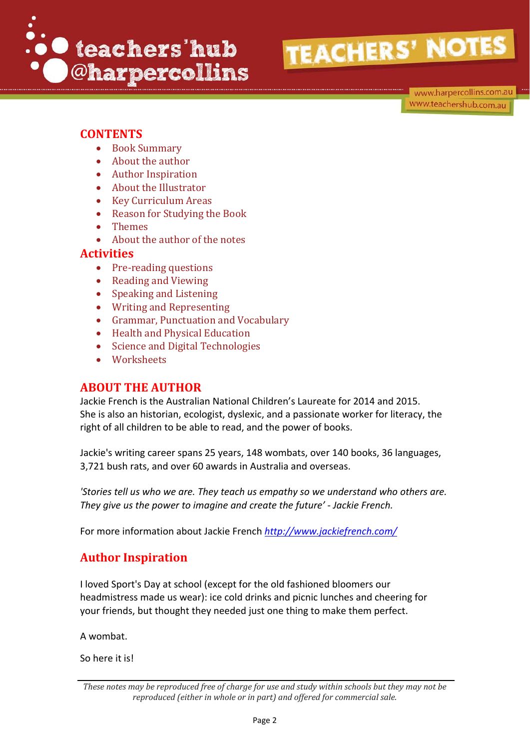## CONTENTS

- Book Summary
- About the author
- Author Inspiration
- About the Illustrator
- Key Curriculum Areas
- Reason for Studying the Book
- Themes
- About the author of the notes

## Activities

- Pre-reading questions
- Reading and Viewing
- Speaking and Listening
- Writing and Representing
- Grammar, Punctuation and Vocabulary
- Health and Physical Education
- Science and Digital Technologies
- Worksheets

## ABOUT THE AUTHOR

Jackie French is the Australian National Children's Laureate for 2014 and 2015. She is also an historian, ecologist, dyslexic, and a passionate worker for literacy, the right of all children to be able to read, and the power of books.

Jackie's writing career spans 25 years, 148 wombats, over 140 books, 36 languages, 3,721 bush rats, and over 60 awards in Australia and overseas.

*'Stories tell us who we are. They teach us empathy so we understand who others are. They give us the power to imagine and create the future' - Jackie French.*

For more information about Jackie French *http://www.jackiefrench.com/*

## Author Inspiration

I loved Sport's Day at school (except for the old fashioned bloomers our headmistress made us wear): ice cold drinks and picnic lunches and cheering for your friends, but thought they needed just one thing to make them perfect.

A wombat.

So here it is!

*These notes may be reproduced free of charge for use and study within schools but they may not be reproduced (either in whole or in part) and offered for commercial sale.*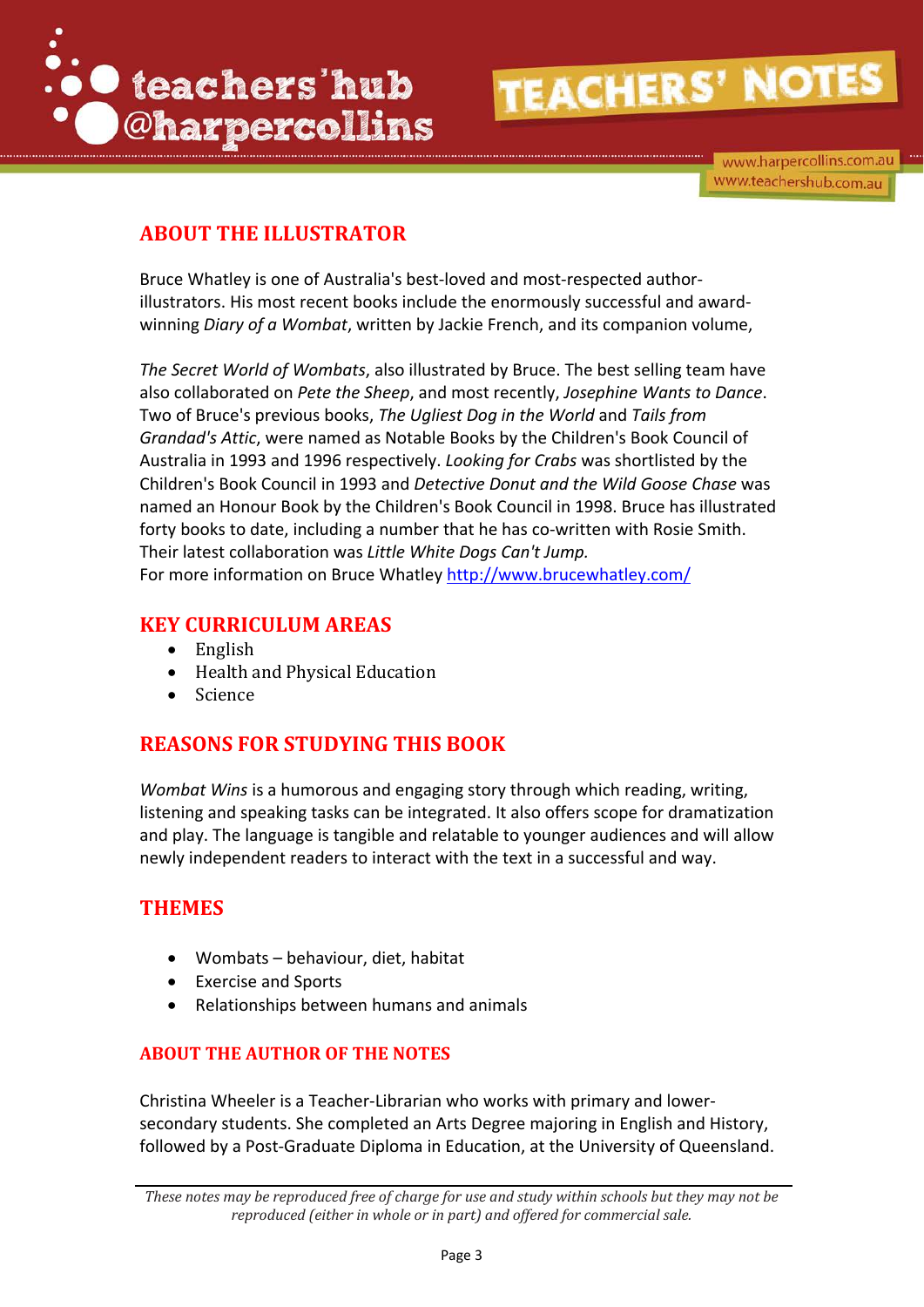## ABOUT THE ILLUSTRATOR

Bruce Whatley is one of Australia's best-loved and most-respected author-illustrators. His most recent books include the enormously successful and award-winning *Diary of a Wombat*, written by Jackie French, and its companion volume,

*The Secret World of Wombats*, also illustrated by Bruce. The best selling team have also collaborated on *Pete the Sheep*, and most recently, *Josephine Wants to Dance*. Two of Bruce's previous books, *The Ugliest Dog in the World* and *Tails from Grandad's Attic*, were named as Notable Books by the Children's Book Council of Australia in 1993 and 1996 respectively. *Looking for Crabs* was shortlisted by the Children's Book Council in 1993 and *Detective Donut and the Wild Goose Chase* was named an Honour Book by the Children's Book Council in 1998. Bruce has illustrated forty books to date, including a number that he has co-written with Rosie Smith. Their latest collaboration was *Little White Dogs Can't Jump.*
For more information on Bruce Whatley http://www.brucewhatley.com/

## KEY CURRICULUM AREAS

- English
- Health and Physical Education
- Science

## REASONS FOR STUDYING THIS BOOK

*Wombat Wins* is a humorous and engaging story through which reading, writing, listening and speaking tasks can be integrated. It also offers scope for dramatization and play. The language is tangible and relatable to younger audiences and will allow newly independent readers to interact with the text in a successful and way.

## THEMES

- Wombats – behaviour, diet, habitat
- Exercise and Sports
- Relationships between humans and animals

### ABOUT THE AUTHOR OF THE NOTES

Christina Wheeler is a Teacher-Librarian who works with primary and lower-secondary students. She completed an Arts Degree majoring in English and History, followed by a Post-Graduate Diploma in Education, at the University of Queensland.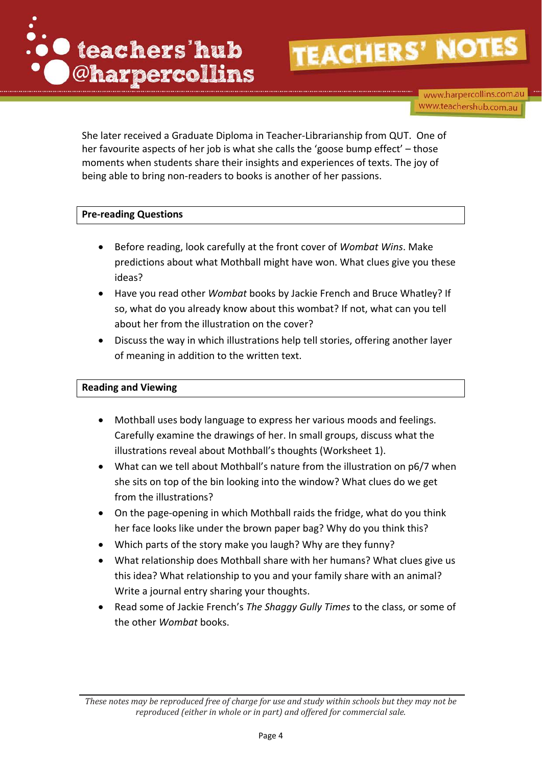She later received a Graduate Diploma in Teacher-Librarianship from QUT. One of her favourite aspects of her job is what she calls the 'goose bump effect' – those moments when students share their insights and experiences of texts. The joy of being able to bring non-readers to books is another of her passions.

## Pre-reading Questions

- Before reading, look carefully at the front cover of *Wombat Wins*. Make predictions about what Mothball might have won. What clues give you these ideas?
- Have you read other *Wombat* books by Jackie French and Bruce Whatley? If so, what do you already know about this wombat? If not, what can you tell about her from the illustration on the cover?
- Discuss the way in which illustrations help tell stories, offering another layer of meaning in addition to the written text.

## Reading and Viewing

- Mothball uses body language to express her various moods and feelings. Carefully examine the drawings of her. In small groups, discuss what the illustrations reveal about Mothball's thoughts (Worksheet 1).
- What can we tell about Mothball's nature from the illustration on p6/7 when she sits on top of the bin looking into the window? What clues do we get from the illustrations?
- On the page-opening in which Mothball raids the fridge, what do you think her face looks like under the brown paper bag? Why do you think this?
- Which parts of the story make you laugh? Why are they funny?
- What relationship does Mothball share with her humans? What clues give us this idea? What relationship to you and your family share with an animal? Write a journal entry sharing your thoughts.
- Read some of Jackie French's *The Shaggy Gully Times* to the class, or some of the other *Wombat* books.

*These notes may be reproduced free of charge for use and study within schools but they may not be reproduced (either in whole or in part) and offered for commercial sale.*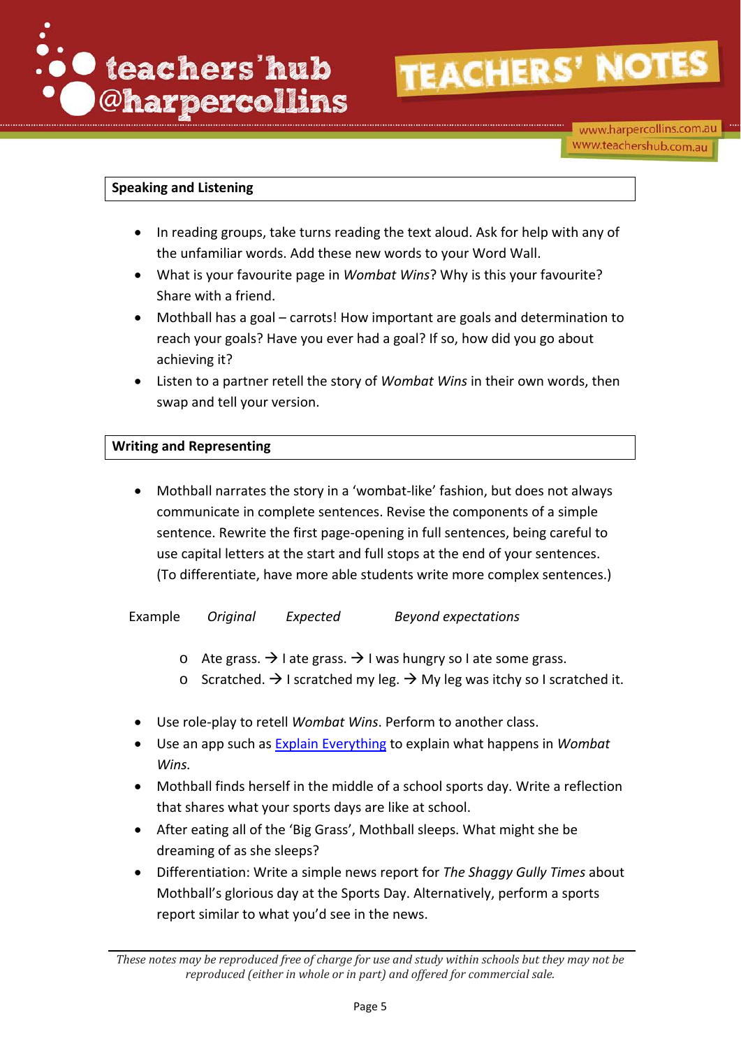## Speaking and Listening

- In reading groups, take turns reading the text aloud. Ask for help with any of the unfamiliar words. Add these new words to your Word Wall.
- What is your favourite page in *Wombat Wins*? Why is this your favourite? Share with a friend.
- Mothball has a goal – carrots! How important are goals and determination to reach your goals? Have you ever had a goal? If so, how did you go about achieving it?
- Listen to a partner retell the story of *Wombat Wins* in their own words, then swap and tell your version.

## Writing and Representing

- Mothball narrates the story in a 'wombat-like' fashion, but does not always communicate in complete sentences. Revise the components of a simple sentence. Rewrite the first page-opening in full sentences, being careful to use capital letters at the start and full stops at the end of your sentences. (To differentiate, have more able students write more complex sentences.)

Example *Original* *Expected* *Beyond expectations*

  - Ate grass. → I ate grass. → I was hungry so I ate some grass.
  - Scratched. → I scratched my leg. → My leg was itchy so I scratched it.

- Use role-play to retell *Wombat Wins*. Perform to another class.
- Use an app such as [Explain Everything] to explain what happens in *Wombat Wins.*
- Mothball finds herself in the middle of a school sports day. Write a reflection that shares what your sports days are like at school.
- After eating all of the 'Big Grass', Mothball sleeps. What might she be dreaming of as she sleeps?
- Differentiation: Write a simple news report for *The Shaggy Gully Times* about Mothball's glorious day at the Sports Day. Alternatively, perform a sports report similar to what you'd see in the news.

*These notes may be reproduced free of charge for use and study within schools but they may not be reproduced (either in whole or in part) and offered for commercial sale.*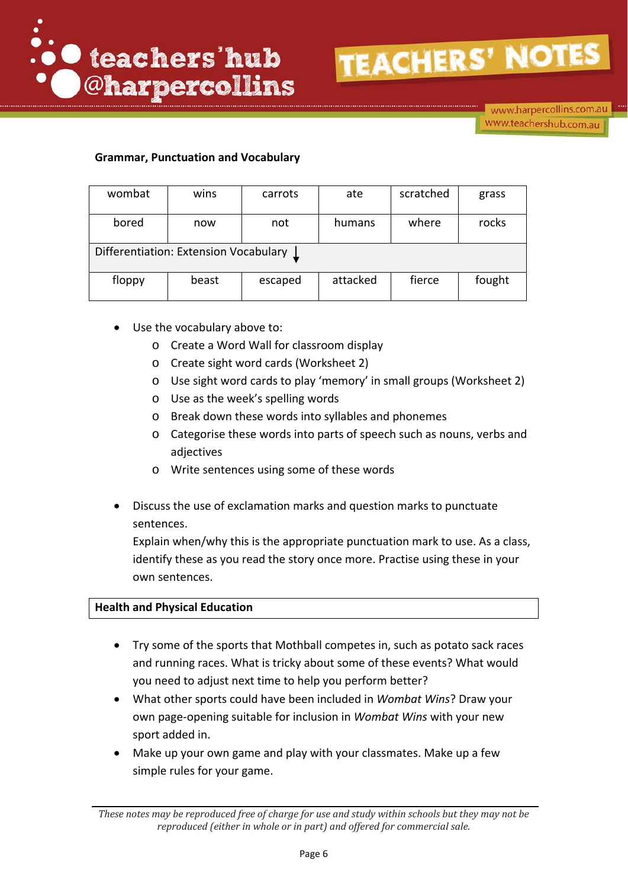### Grammar, Punctuation and Vocabulary

| wombat | wins | carrots | ate | scratched | grass |
|---|---|---|---|---|---|
| bored | now | not | humans | where | rocks |
| Differentiation: Extension Vocabulary ↓ | | | | | |
| floppy | beast | escaped | attacked | fierce | fought |

- Use the vocabulary above to:
  - Create a Word Wall for classroom display
  - Create sight word cards (Worksheet 2)
  - Use sight word cards to play 'memory' in small groups (Worksheet 2)
  - Use as the week's spelling words
  - Break down these words into syllables and phonemes
  - Categorise these words into parts of speech such as nouns, verbs and adjectives
  - Write sentences using some of these words

- Discuss the use of exclamation marks and question marks to punctuate sentences.
  Explain when/why this is the appropriate punctuation mark to use. As a class, identify these as you read the story once more. Practise using these in your own sentences.

### Health and Physical Education

- Try some of the sports that Mothball competes in, such as potato sack races and running races. What is tricky about some of these events? What would you need to adjust next time to help you perform better?
- What other sports could have been included in *Wombat Wins*? Draw your own page-opening suitable for inclusion in *Wombat Wins* with your new sport added in.
- Make up your own game and play with your classmates. Make up a few simple rules for your game.

*These notes may be reproduced free of charge for use and study within schools but they may not be reproduced (either in whole or in part) and offered for commercial sale.*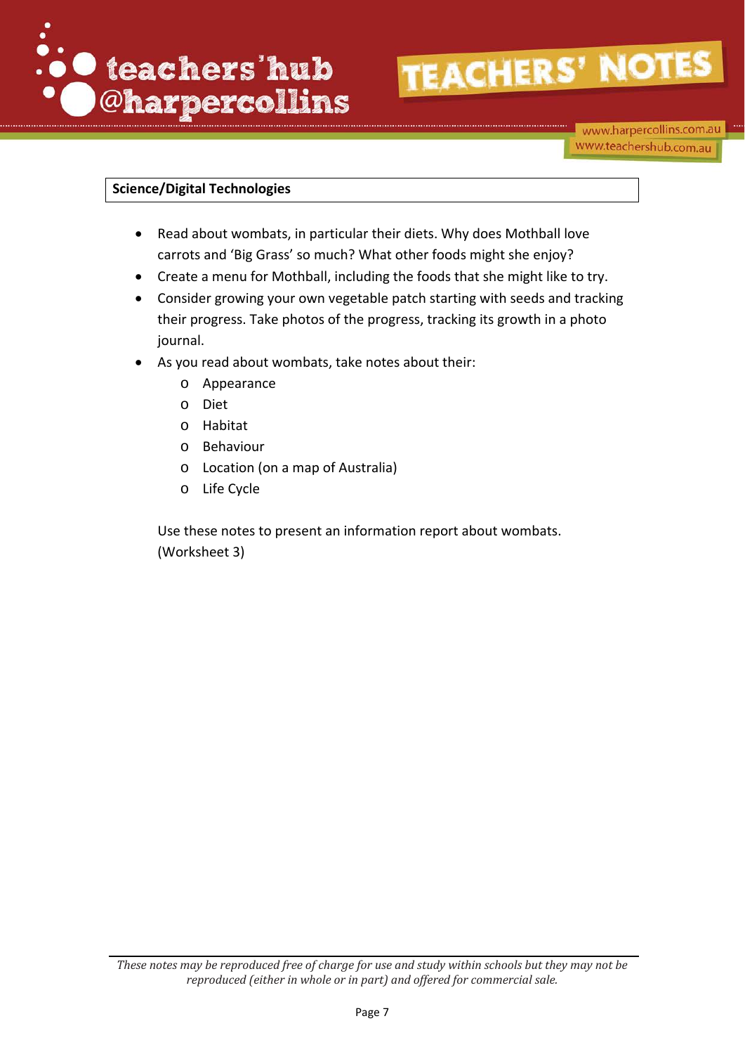**Science/Digital Technologies**

- Read about wombats, in particular their diets. Why does Mothball love carrots and 'Big Grass' so much? What other foods might she enjoy?
- Create a menu for Mothball, including the foods that she might like to try.
- Consider growing your own vegetable patch starting with seeds and tracking their progress. Take photos of the progress, tracking its growth in a photo journal.
- As you read about wombats, take notes about their:
  - Appearance
  - Diet
  - Habitat
  - Behaviour
  - Location (on a map of Australia)
  - Life Cycle

  Use these notes to present an information report about wombats. (Worksheet 3)

*These notes may be reproduced free of charge for use and study within schools but they may not be reproduced (either in whole or in part) and offered for commercial sale.*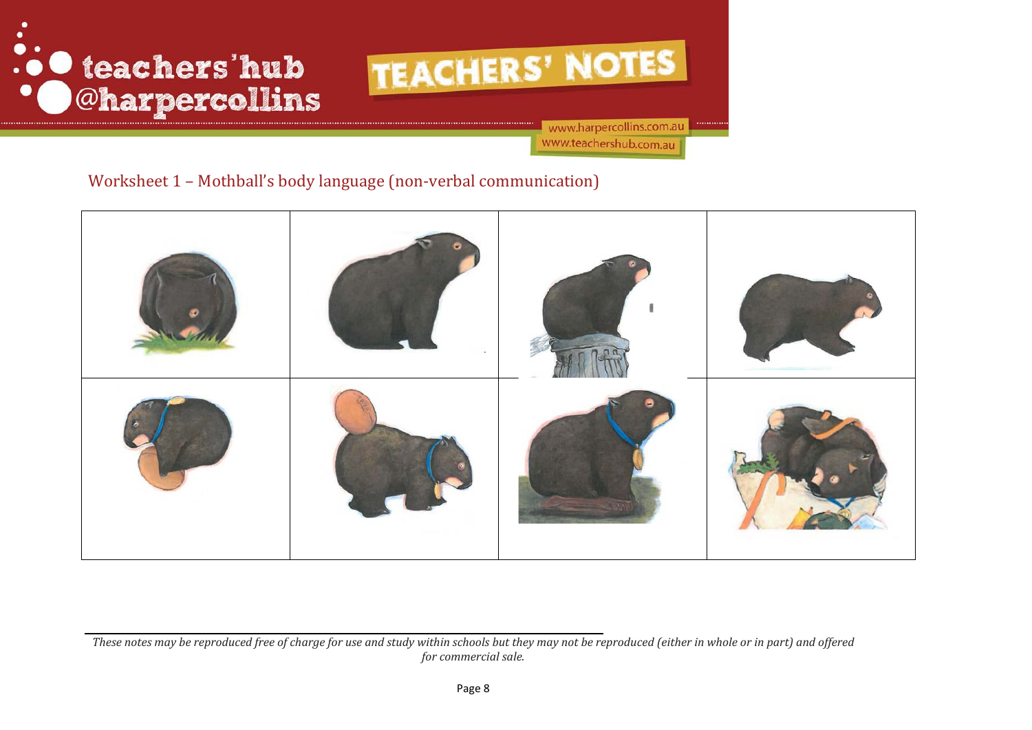Worksheet 1 – Mothball's body language (non-verbal communication)

*These notes may be reproduced free of charge for use and study within schools but they may not be reproduced (either in whole or in part) and offered for commercial sale.*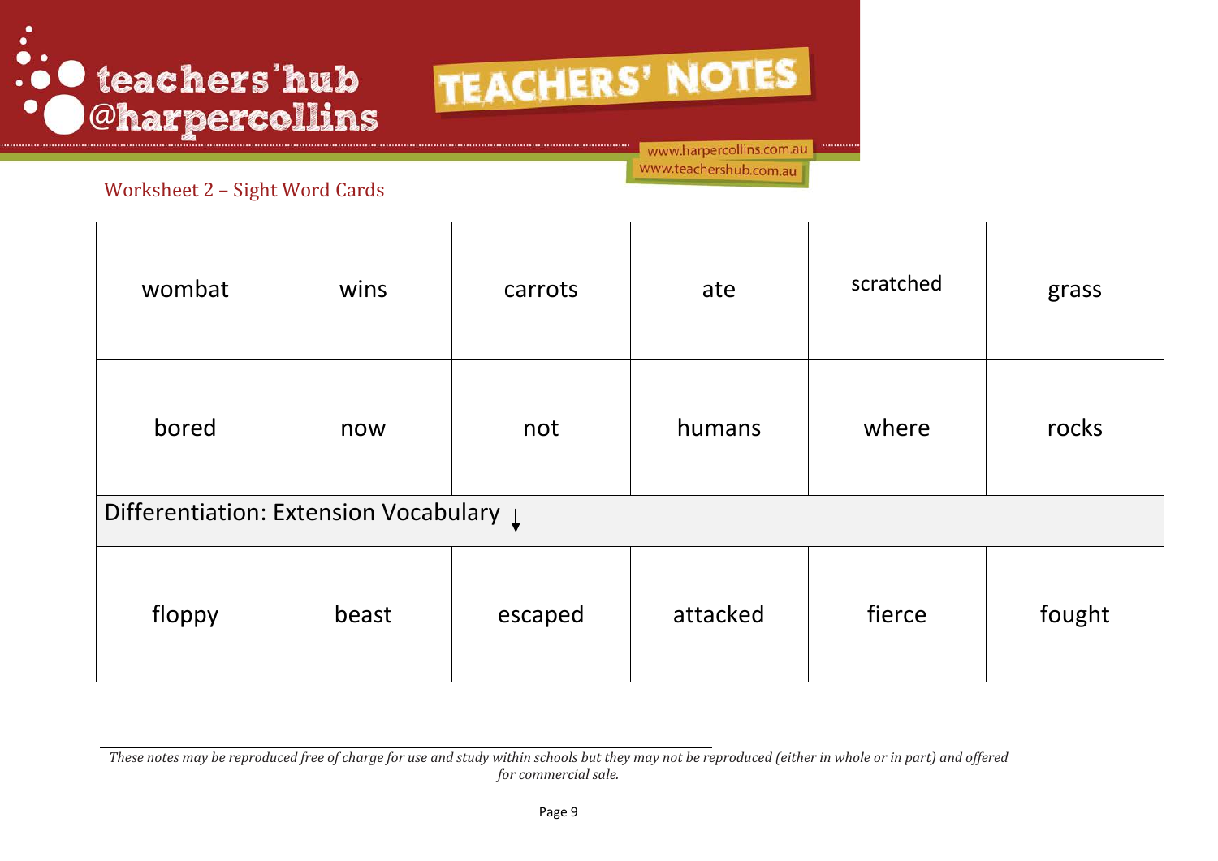Worksheet 2 – Sight Word Cards

| wombat | wins | carrots | ate | scratched | grass |
|---|---|---|---|---|---|
| bored | now | not | humans | where | rocks |
| Differentiation: Extension Vocabulary ↓ | | | | | |
| floppy | beast | escaped | attacked | fierce | fought |

*These notes may be reproduced free of charge for use and study within schools but they may not be reproduced (either in whole or in part) and offered for commercial sale.*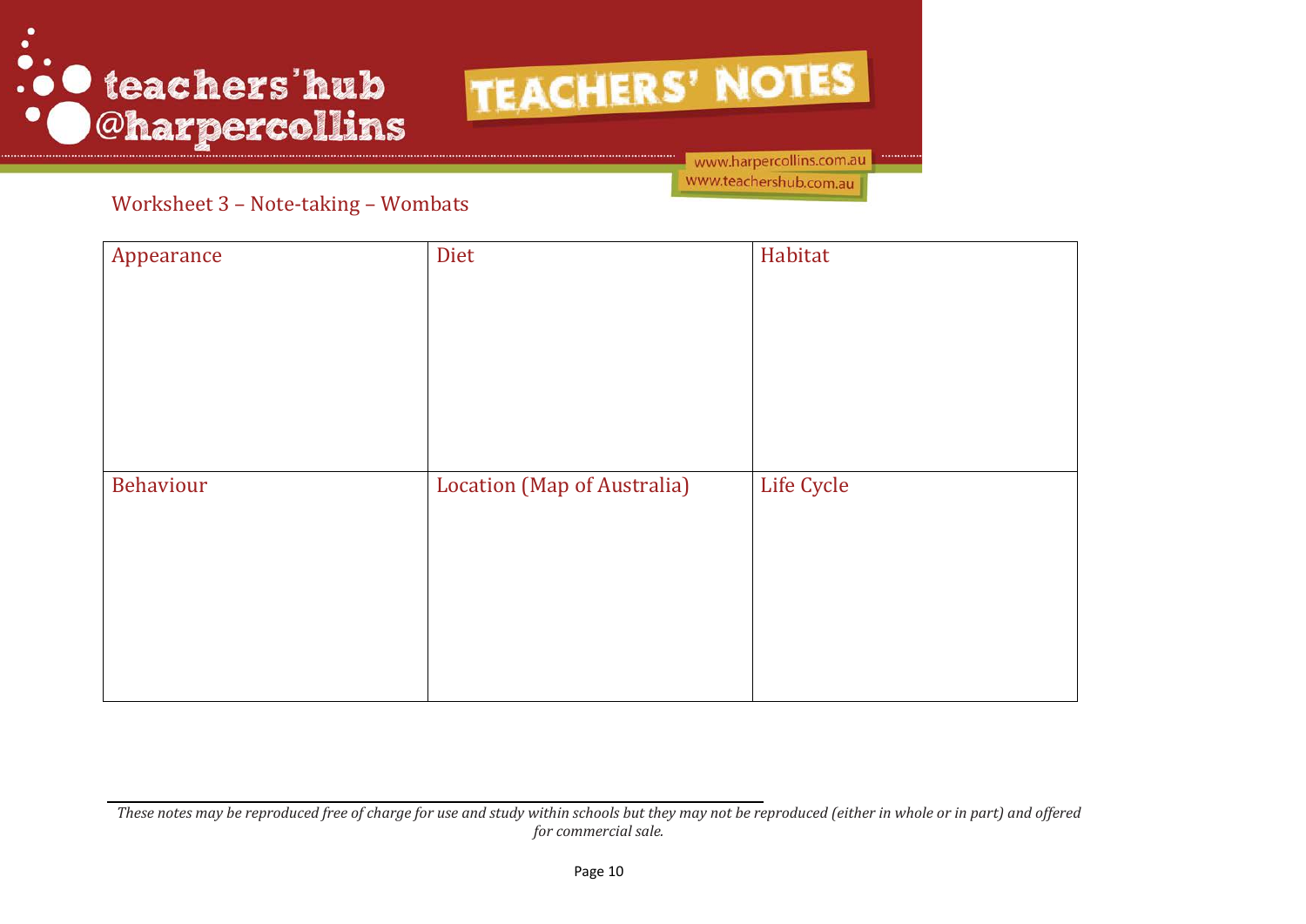## Worksheet 3 – Note-taking – Wombats

| Appearance | Diet | Habitat |
|---|---|---|
| | | |
| **Behaviour** | **Location (Map of Australia)** | **Life Cycle** |
| | | |

*These notes may be reproduced free of charge for use and study within schools but they may not be reproduced (either in whole or in part) and offered for commercial sale.*